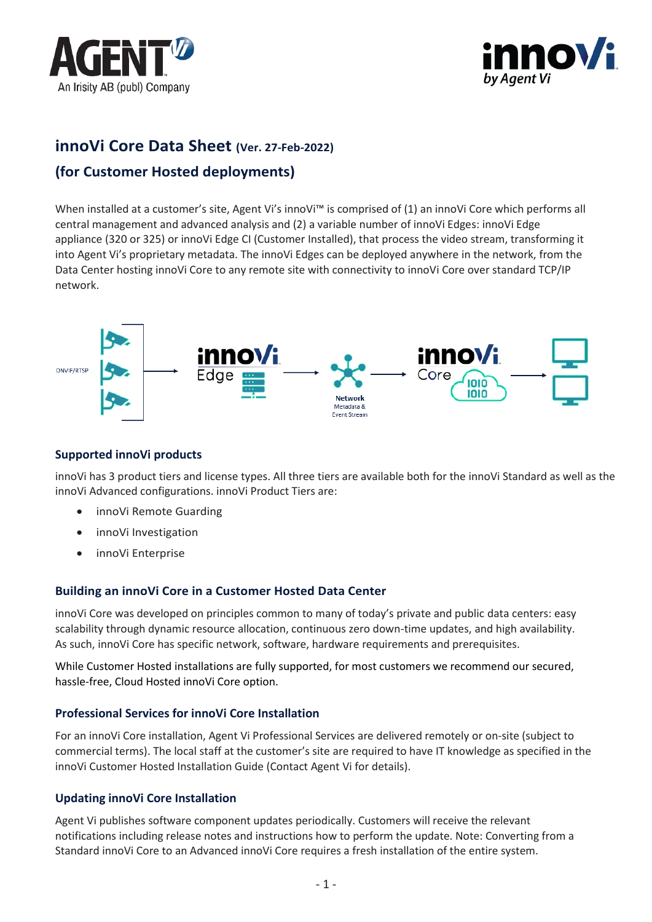# innoVi Core Data Sheet (Ver. 27-Feb-2022)

## (for Customer Hosted deployments)

When installed at a customer's site, Agent Vi's innoVi™ is comprised of (1) an innoVi Core which performs all central management and advanced analysis and (2) a variable number of innoVi Edges: innoVi Edge appliance (320 or 325) or innoVi Edge CI (Customer Installed), that process the video stream, transforming it into Agent Vi's proprietary metadata. The innoVi Edges can be deployed anywhere in the network, from the Data Center hosting innoVi Core to any remote site with connectivity to innoVi Core over standard TCP/IP network.

### Supported innoVi products

innoVi has 3 product tiers and license types. All three tiers are available both for the innoVi Standard as well as the innoVi Advanced configurations. innoVi Product Tiers are:

- innoVi Remote Guarding
- innoVi Investigation
- innoVi Enterprise

### Building an innoVi Core in a Customer Hosted Data Center

innoVi Core was developed on principles common to many of today's private and public data centers: easy scalability through dynamic resource allocation, continuous zero down-time updates, and high availability. As such, innoVi Core has specific network, software, hardware requirements and prerequisites.

While Customer Hosted installations are fully supported, for most customers we recommend our secured, hassle-free, Cloud Hosted innoVi Core option.

### Professional Services for innoVi Core Installation

For an innoVi Core installation, Agent Vi Professional Services are delivered remotely or on-site (subject to commercial terms). The local staff at the customer's site are required to have IT knowledge as specified in the innoVi Customer Hosted Installation Guide (Contact Agent Vi for details).

### Updating innoVi Core Installation

Agent Vi publishes software component updates periodically. Customers will receive the relevant notifications including release notes and instructions how to perform the update. Note: Converting from a Standard innoVi Core to an Advanced innoVi Core requires a fresh installation of the entire system.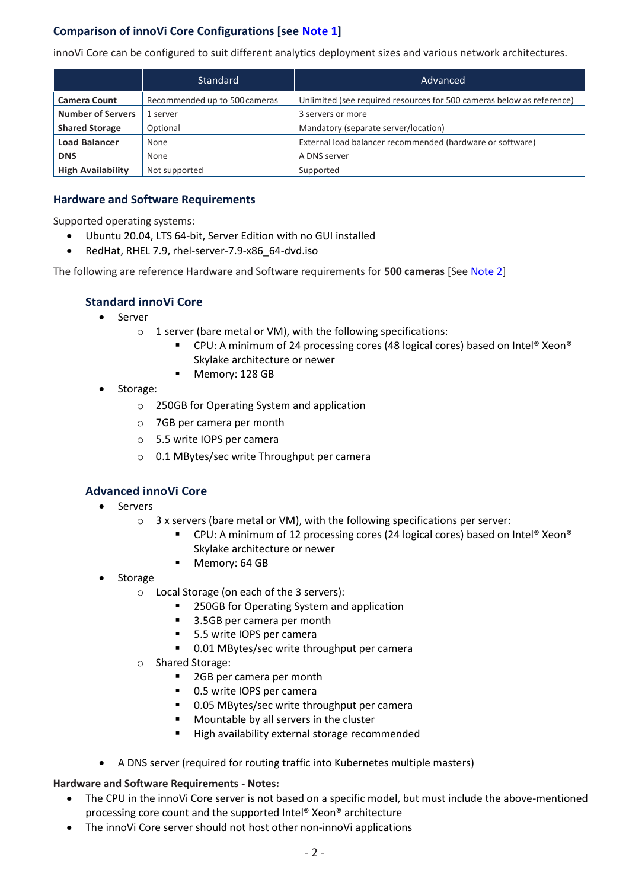## Comparison of innoVi Core Configurations [see Note 1]

innoVi Core can be configured to suit different analytics deployment sizes and various network architectures.

| | Standard | Advanced |
|---|---|---|
| **Camera Count** | Recommended up to 500 cameras | Unlimited (see required resources for 500 cameras below as reference) |
| **Number of Servers** | 1 server | 3 servers or more |
| **Shared Storage** | Optional | Mandatory (separate server/location) |
| **Load Balancer** | None | External load balancer recommended (hardware or software) |
| **DNS** | None | A DNS server |
| **High Availability** | Not supported | Supported |

## Hardware and Software Requirements

Supported operating systems:

- Ubuntu 20.04, LTS 64-bit, Server Edition with no GUI installed
- RedHat, RHEL 7.9, rhel-server-7.9-x86_64-dvd.iso

The following are reference Hardware and Software requirements for **500 cameras** [See Note 2]

### Standard innoVi Core

- Server
  - 1 server (bare metal or VM), with the following specifications:
    - CPU: A minimum of 24 processing cores (48 logical cores) based on Intel® Xeon® Skylake architecture or newer
    - Memory: 128 GB
- Storage:
  - 250GB for Operating System and application
  - 7GB per camera per month
  - 5.5 write IOPS per camera
  - 0.1 MBytes/sec write Throughput per camera

### Advanced innoVi Core

- Servers
  - 3 x servers (bare metal or VM), with the following specifications per server:
    - CPU: A minimum of 12 processing cores (24 logical cores) based on Intel® Xeon® Skylake architecture or newer
    - Memory: 64 GB
- Storage
  - Local Storage (on each of the 3 servers):
    - 250GB for Operating System and application
    - 3.5GB per camera per month
    - 5.5 write IOPS per camera
    - 0.01 MBytes/sec write throughput per camera
  - Shared Storage:
    - 2GB per camera per month
    - 0.5 write IOPS per camera
    - 0.05 MBytes/sec write throughput per camera
    - Mountable by all servers in the cluster
    - High availability external storage recommended
- A DNS server (required for routing traffic into Kubernetes multiple masters)

**Hardware and Software Requirements - Notes:**

- The CPU in the innoVi Core server is not based on a specific model, but must include the above-mentioned processing core count and the supported Intel® Xeon® architecture
- The innoVi Core server should not host other non-innoVi applications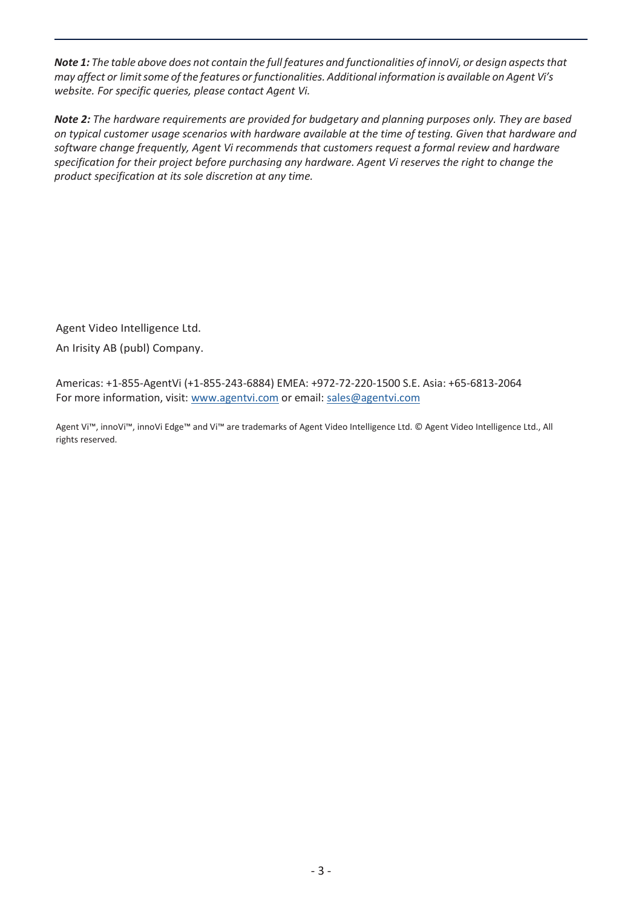***Note 1:*** *The table above does not contain the full features and functionalities of innoVi, or design aspects that may affect or limit some of the features or functionalities. Additional information is available on Agent Vi's website. For specific queries, please contact Agent Vi.*

***Note 2:*** *The hardware requirements are provided for budgetary and planning purposes only. They are based on typical customer usage scenarios with hardware available at the time of testing. Given that hardware and software change frequently, Agent Vi recommends that customers request a formal review and hardware specification for their project before purchasing any hardware. Agent Vi reserves the right to change the product specification at its sole discretion at any time.*

Agent Video Intelligence Ltd.

An Irisity AB (publ) Company.

Americas: +1-855-AgentVi (+1-855-243-6884) EMEA: +972-72-220-1500 S.E. Asia: +65-6813-2064
For more information, visit: [www.agentvi.com](http://www.agentvi.com) or email: [sales@agentvi.com](mailto:sales@agentvi.com)

Agent Vi™, innoVi™, innoVi Edge™ and Vi™ are trademarks of Agent Video Intelligence Ltd. © Agent Video Intelligence Ltd., All rights reserved.